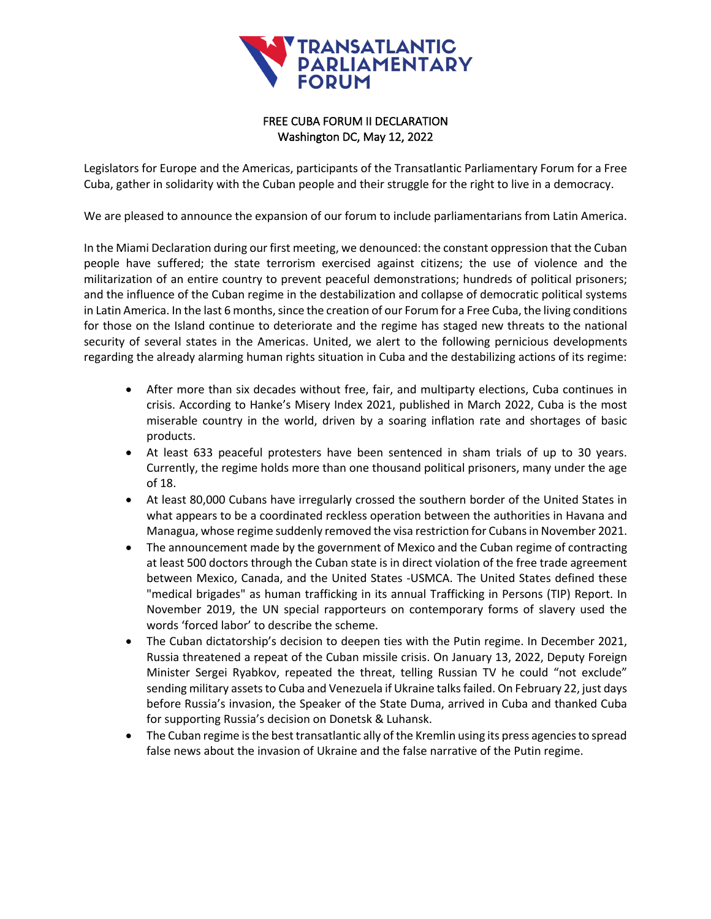# TRANSATLANTIC PARLIAMENTARY FORUM

## FREE CUBA FORUM II DECLARATION
Washington DC, May 12, 2022

Legislators for Europe and the Americas, participants of the Transatlantic Parliamentary Forum for a Free Cuba, gather in solidarity with the Cuban people and their struggle for the right to live in a democracy.

We are pleased to announce the expansion of our forum to include parliamentarians from Latin America.

In the Miami Declaration during our first meeting, we denounced: the constant oppression that the Cuban people have suffered; the state terrorism exercised against citizens; the use of violence and the militarization of an entire country to prevent peaceful demonstrations; hundreds of political prisoners; and the influence of the Cuban regime in the destabilization and collapse of democratic political systems in Latin America. In the last 6 months, since the creation of our Forum for a Free Cuba, the living conditions for those on the Island continue to deteriorate and the regime has staged new threats to the national security of several states in the Americas. United, we alert to the following pernicious developments regarding the already alarming human rights situation in Cuba and the destabilizing actions of its regime:

- After more than six decades without free, fair, and multiparty elections, Cuba continues in crisis. According to Hanke's Misery Index 2021, published in March 2022, Cuba is the most miserable country in the world, driven by a soaring inflation rate and shortages of basic products.
- At least 633 peaceful protesters have been sentenced in sham trials of up to 30 years. Currently, the regime holds more than one thousand political prisoners, many under the age of 18.
- At least 80,000 Cubans have irregularly crossed the southern border of the United States in what appears to be a coordinated reckless operation between the authorities in Havana and Managua, whose regime suddenly removed the visa restriction for Cubans in November 2021.
- The announcement made by the government of Mexico and the Cuban regime of contracting at least 500 doctors through the Cuban state is in direct violation of the free trade agreement between Mexico, Canada, and the United States -USMCA. The United States defined these "medical brigades" as human trafficking in its annual Trafficking in Persons (TIP) Report. In November 2019, the UN special rapporteurs on contemporary forms of slavery used the words 'forced labor' to describe the scheme.
- The Cuban dictatorship's decision to deepen ties with the Putin regime. In December 2021, Russia threatened a repeat of the Cuban missile crisis. On January 13, 2022, Deputy Foreign Minister Sergei Ryabkov, repeated the threat, telling Russian TV he could "not exclude" sending military assets to Cuba and Venezuela if Ukraine talks failed. On February 22, just days before Russia's invasion, the Speaker of the State Duma, arrived in Cuba and thanked Cuba for supporting Russia's decision on Donetsk & Luhansk.
- The Cuban regime is the best transatlantic ally of the Kremlin using its press agencies to spread false news about the invasion of Ukraine and the false narrative of the Putin regime.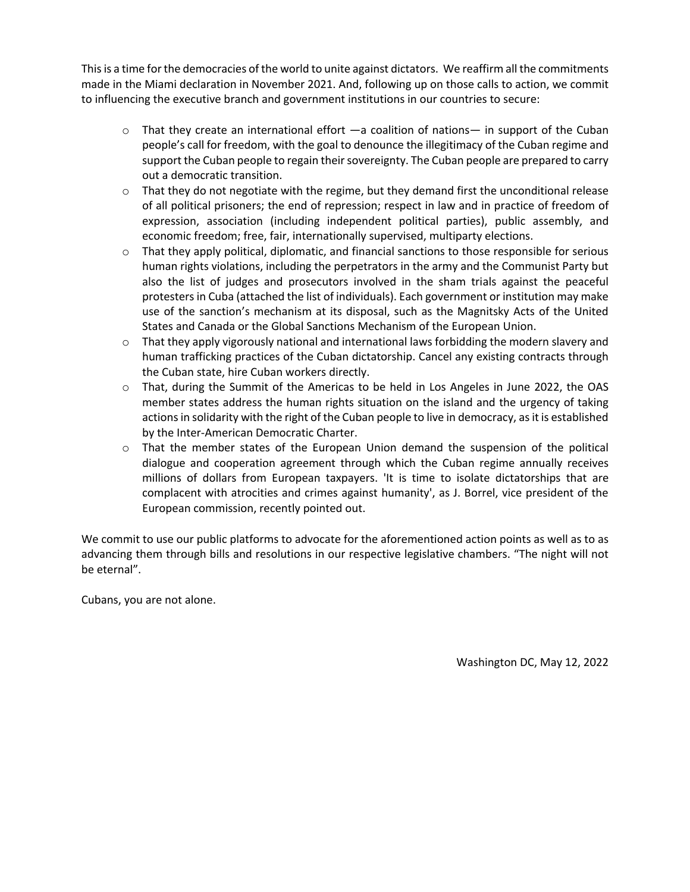This is a time for the democracies of the world to unite against dictators. We reaffirm all the commitments made in the Miami declaration in November 2021. And, following up on those calls to action, we commit to influencing the executive branch and government institutions in our countries to secure:

- That they create an international effort —a coalition of nations— in support of the Cuban people's call for freedom, with the goal to denounce the illegitimacy of the Cuban regime and support the Cuban people to regain their sovereignty. The Cuban people are prepared to carry out a democratic transition.
- That they do not negotiate with the regime, but they demand first the unconditional release of all political prisoners; the end of repression; respect in law and in practice of freedom of expression, association (including independent political parties), public assembly, and economic freedom; free, fair, internationally supervised, multiparty elections.
- That they apply political, diplomatic, and financial sanctions to those responsible for serious human rights violations, including the perpetrators in the army and the Communist Party but also the list of judges and prosecutors involved in the sham trials against the peaceful protesters in Cuba (attached the list of individuals). Each government or institution may make use of the sanction's mechanism at its disposal, such as the Magnitsky Acts of the United States and Canada or the Global Sanctions Mechanism of the European Union.
- That they apply vigorously national and international laws forbidding the modern slavery and human trafficking practices of the Cuban dictatorship. Cancel any existing contracts through the Cuban state, hire Cuban workers directly.
- That, during the Summit of the Americas to be held in Los Angeles in June 2022, the OAS member states address the human rights situation on the island and the urgency of taking actions in solidarity with the right of the Cuban people to live in democracy, as it is established by the Inter-American Democratic Charter.
- That the member states of the European Union demand the suspension of the political dialogue and cooperation agreement through which the Cuban regime annually receives millions of dollars from European taxpayers. 'It is time to isolate dictatorships that are complacent with atrocities and crimes against humanity', as J. Borrel, vice president of the European commission, recently pointed out.

We commit to use our public platforms to advocate for the aforementioned action points as well as to as advancing them through bills and resolutions in our respective legislative chambers. "The night will not be eternal".

Cubans, you are not alone.

Washington DC, May 12, 2022